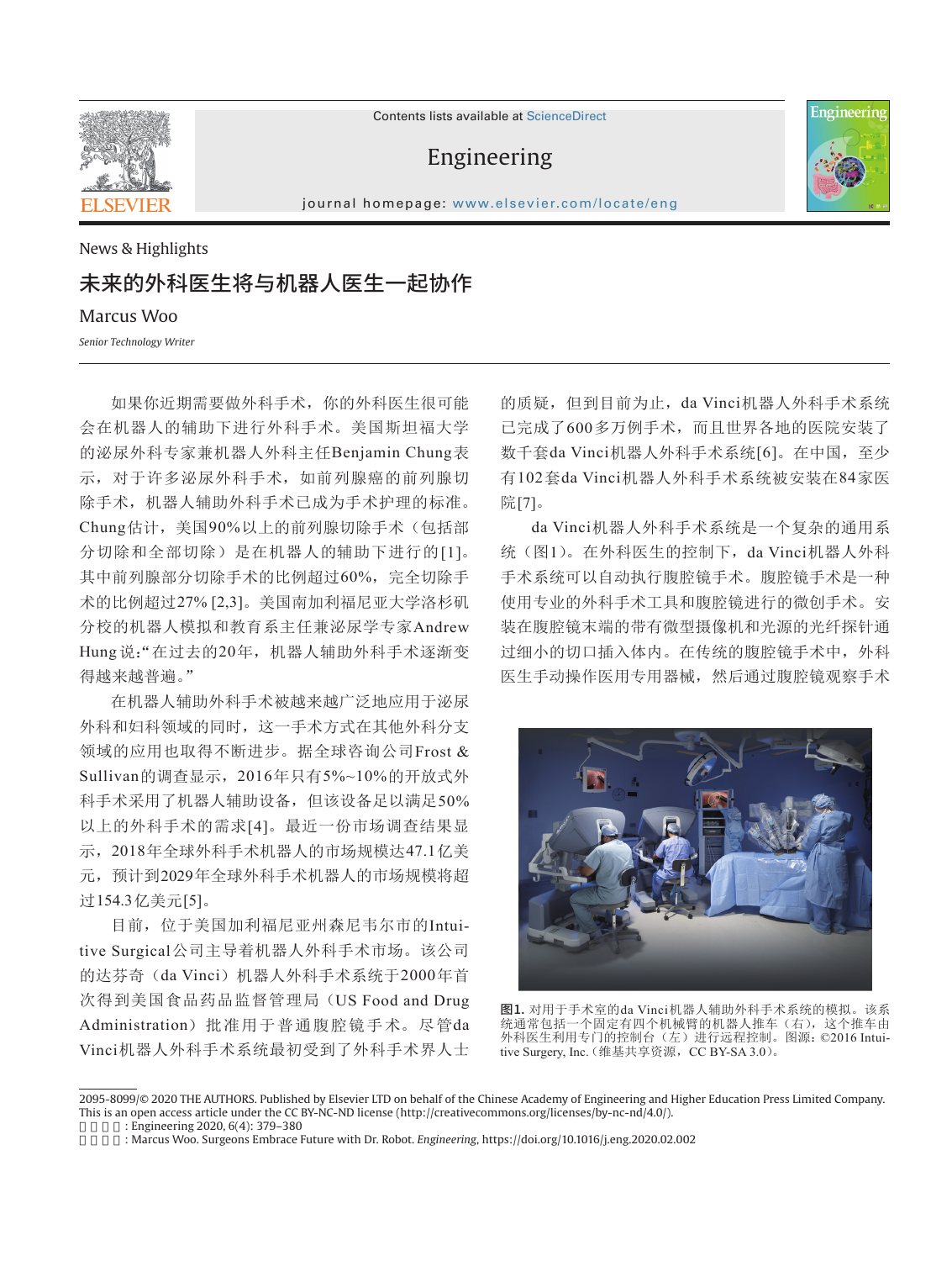News & Highlights

# 未来的外科医生将与机器人医生一起协作

Marcus Woo

*Senior Technology Writer*

如果你近期需要做外科手术，你的外科医生很可能会在机器人的辅助下进行外科手术。美国斯坦福大学的泌尿外科专家兼机器人外科主任Benjamin Chung表示，对于许多泌尿外科手术，如前列腺癌的前列腺切除手术，机器人辅助外科手术已成为手术护理的标准。Chung估计，美国90%以上的前列腺切除手术（包括部分切除和全部切除）是在机器人的辅助下进行的[1]。其中前列腺部分切除手术的比例超过60%，完全切除手术的比例超过27% [2,3]。美国南加利福尼亚大学洛杉矶分校的机器人模拟和教育系主任兼泌尿学专家Andrew Hung说:“在过去的20年，机器人辅助外科手术逐渐变得越来越普遍。”

在机器人辅助外科手术被越来越广泛地应用于泌尿外科和妇科领域的同时，这一手术方式在其他外科分支领域的应用也取得不断进步。据全球咨询公司Frost & Sullivan的调查显示，2016年只有5%~10%的开放式外科手术采用了机器人辅助设备，但该设备足以满足50%以上的外科手术的需求[4]。最近一份市场调查结果显示，2018年全球外科手术机器人的市场规模达47.1亿美元，预计到2029年全球外科手术机器人的市场规模将超过154.3亿美元[5]。

目前，位于美国加利福尼亚州森尼韦尔市的Intuitive Surgical公司主导着机器人外科手术市场。该公司的达芬奇（da Vinci）机器人外科手术系统于2000年首次得到美国食品药品监督管理局（US Food and Drug Administration）批准用于普通腹腔镜手术。尽管da Vinci机器人外科手术系统最初受到了外科手术界人士的质疑，但到目前为止，da Vinci机器人外科手术系统已完成了600多万例手术，而且世界各地的医院安装了数千套da Vinci机器人外科手术系统[6]。在中国，至少有102套da Vinci机器人外科手术系统被安装在84家医院[7]。

da Vinci机器人外科手术系统是一个复杂的通用系统（图1）。在外科医生的控制下，da Vinci机器人外科手术系统可以自动执行腹腔镜手术。腹腔镜手术是一种使用专业的外科手术工具和腹腔镜进行的微创手术。安装在腹腔镜末端的带有微型摄像机和光源的光纤探针通过细小的切口插入体内。在传统的腹腔镜手术中，外科医生手动操作医用专用器械，然后通过腹腔镜观察手术

**图1.** 对用于手术室的da Vinci机器人辅助外科手术系统的模拟。该系统通常包括一个固定有四个机械臂的机器人推车（右），这个推车由外科医生利用专门的控制台（左）进行远程控制。图源：©2016 Intuitive Surgical, Inc.（维基共享资源，CC BY-SA 3.0）。

2095-8099/© 2020 THE AUTHORS. Published by Elsevier LTD on behalf of the Chinese Academy of Engineering and Higher Education Press Limited Company. This is an open access article under the CC BY-NC-ND license (http://creativecommons.org/licenses/by-nc-nd/4.0/).

英文原文: Engineering 2020, 6(4): 379–380

引用本文: Marcus Woo. Surgeons Embrace Future with Dr. Robot. *Engineering*, https://doi.org/10.1016/j.eng.2020.02.002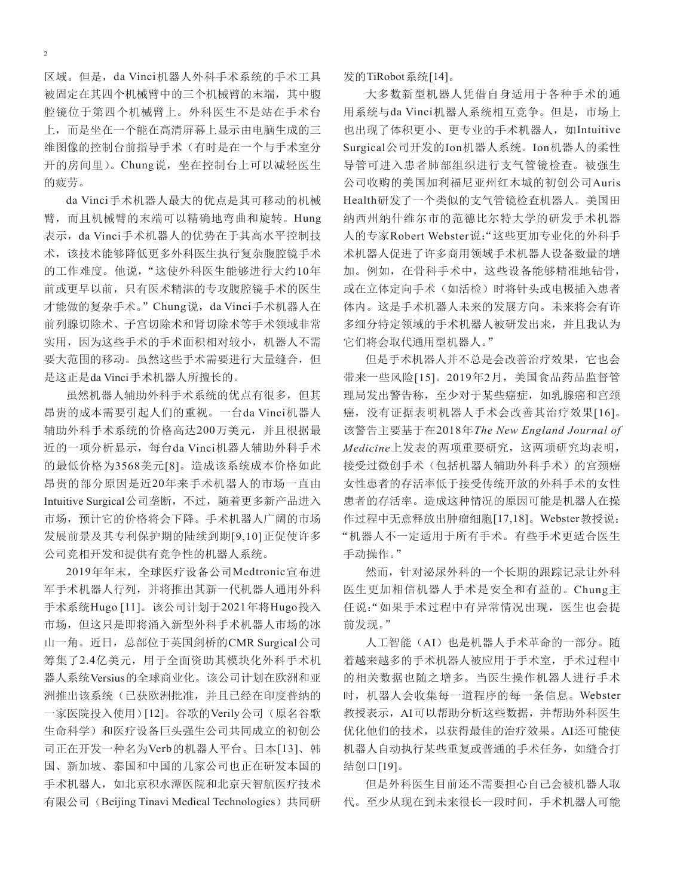区域。但是，da Vinci机器人外科手术系统的手术工具被固定在其四个机械臂中的三个机械臂的末端，其中腹腔镜位于第四个机械臂上。外科医生不是站在手术台上，而是坐在一个能在高清屏幕上显示由电脑生成的三维图像的控制台前指导手术（有时是在一个与手术室分开的房间里）。Chung说，坐在控制台上可以减轻医生的疲劳。

da Vinci手术机器人最大的优点是其可移动的机械臂，而且机械臂的末端可以精确地弯曲和旋转。Hung表示，da Vinci手术机器人的优势在于其高水平控制技术，该技术能够降低更多外科医生执行复杂腹腔镜手术的工作难度。他说，"这使外科医生能够进行大约10年前或更早以前，只有医术精湛的专攻腹腔镜手术的医生才能做的复杂手术。" Chung说，da Vinci手术机器人在前列腺切除术、子宫切除术和肾切除术等手术领域非常实用，因为这些手术的手术面积相对较小，机器人不需要大范围的移动。虽然这些手术需要进行大量缝合，但是这正是da Vinci手术机器人所擅长的。

虽然机器人辅助外科手术系统的优点有很多，但其昂贵的成本需要引起人们的重视。一台da Vinci机器人辅助外科手术系统的价格高达200万美元，并且根据最近的一项分析显示，每台da Vinci机器人辅助外科手术的最低价格为3568美元[8]。造成该系统成本价格如此昂贵的部分原因是近20年来手术机器人的市场一直由Intuitive Surgical公司垄断，不过，随着更多新产品进入市场，预计它的价格将会下降。手术机器人广阔的市场发展前景及其专利保护期的陆续到期[9,10]正促使许多公司竞相开发和提供有竞争性的机器人系统。

2019年年末，全球医疗设备公司Medtronic宣布进军手术机器人行列，并将推出其新一代机器人通用外科手术系统Hugo [11]。该公司计划于2021年将Hugo投入市场，但这只是即将涌入新型外科手术机器人市场的冰山一角。近日，总部位于英国剑桥的CMR Surgical公司筹集了2.4亿美元，用于全面资助其模块化外科手术机器人系统Versius的全球商业化。该公司计划在欧洲和亚洲推出该系统（已获欧洲批准，并且已经在印度普纳的一家医院投入使用）[12]。谷歌的Verily公司（原名谷歌生命科学）和医疗设备巨头强生公司共同成立的初创公司正在开发一种名为Verb的机器人平台。日本[13]、韩国、新加坡、泰国和中国的几家公司也正在研发本国的手术机器人，如北京积水潭医院和北京天智航医疗技术有限公司（Beijing Tinavi Medical Technologies）共同研发的TiRobot系统[14]。

大多数新型机器人凭借自身适用于各种手术的通用系统与da Vinci机器人系统相互竞争。但是，市场上也出现了体积更小、更专业的手术机器人，如Intuitive Surgical公司开发的Ion机器人系统。Ion机器人的柔性导管可进入患者肺部组织进行支气管镜检查。被强生公司收购的美国加利福尼亚州红木城的初创公司Auris Health研发了一个类似的支气管镜检查机器人。美国田纳西州纳什维尔市的范德比尔特大学的研发手术机器人的专家Robert Webster说："这些更加专业化的外科手术机器人促进了许多商用领域手术机器人设备数量的增加。例如，在骨科手术中，这些设备能够精准地钻骨，或在立体定向手术（如活检）时将针头或电极插入患者体内。这是手术机器人未来的发展方向。未来将会有许多细分特定领域的手术机器人被研发出来，并且我认为它们将会取代通用型机器人。"

但是手术机器人并不总是会改善治疗效果，它也会带来一些风险[15]。2019年2月，美国食品药品监督管理局发出警告称，至少对于某些癌症，如乳腺癌和宫颈癌，没有证据表明机器人手术会改善其治疗效果[16]。该警告主要基于在2018年*The New England Journal of Medicine*上发表的两项重要研究，这两项研究均表明，接受过微创手术（包括机器人辅助外科手术）的宫颈癌女性患者的存活率低于接受传统开放的外科手术的女性患者的存活率。造成这种情况的原因可能是机器人在操作过程中无意释放出肿瘤细胞[17,18]。Webster教授说："机器人不一定适用于所有手术。有些手术更适合医生手动操作。"

然而，针对泌尿外科的一个长期的跟踪记录让外科医生更加相信机器人手术是安全和有益的。Chung主任说："如果手术过程中有异常情况出现，医生也会提前发现。"

人工智能（AI）也是机器人手术革命的一部分。随着越来越多的手术机器人被应用于手术室，手术过程中的相关数据也随之增多。当医生操作机器人进行手术时，机器人会收集每一道程序的每一条信息。Webster教授表示，AI可以帮助分析这些数据，并帮助外科医生优化他们的技术，以获得最佳的治疗效果。AI还可能使机器人自动执行某些重复或普通的手术任务，如缝合打结创口[19]。

但是外科医生目前还不需要担心自己会被机器人取代。至少从现在到未来很长一段时间，手术机器人可能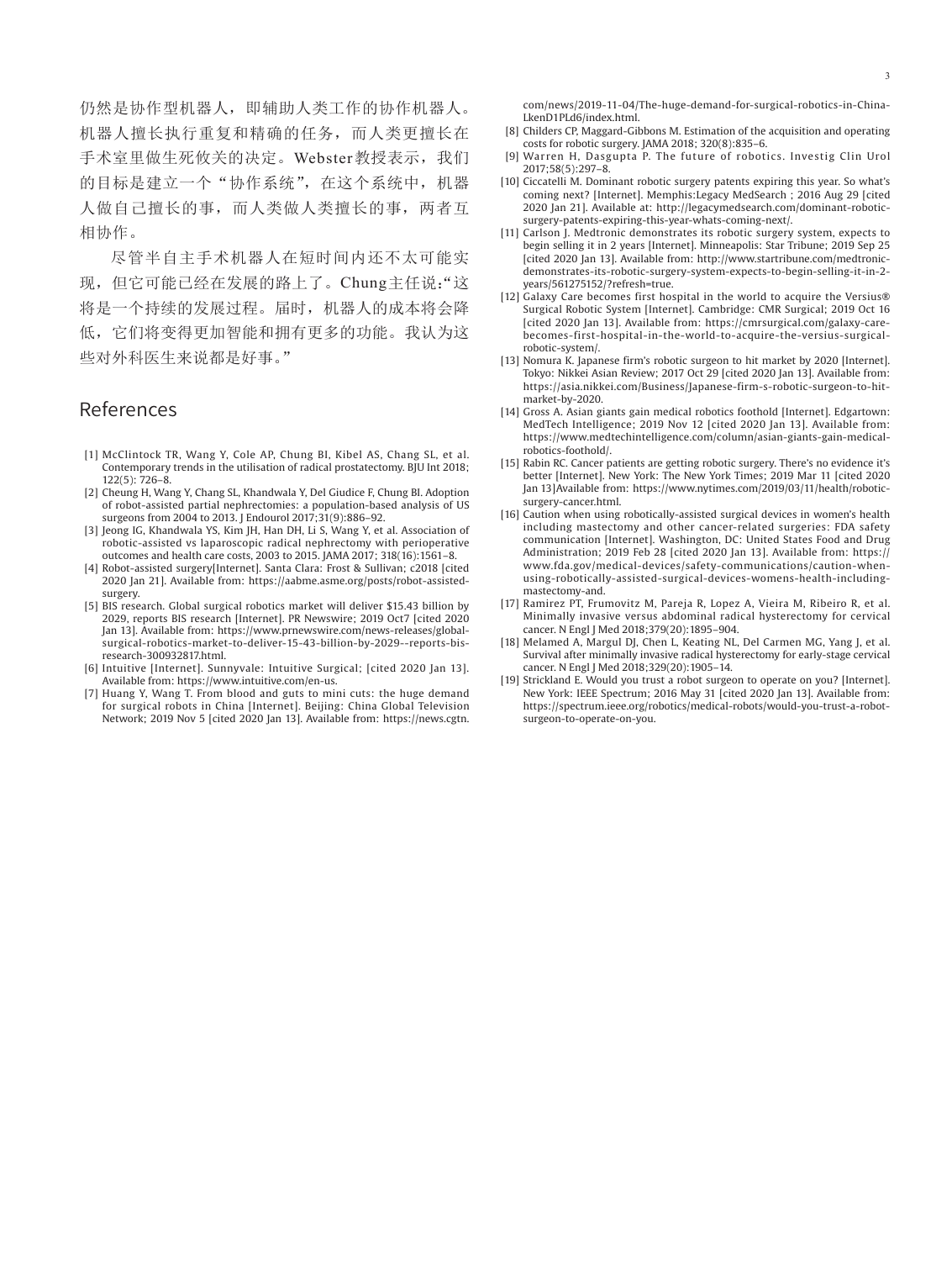仍然是协作型机器人，即辅助人类工作的协作机器人。机器人擅长执行重复和精确的任务，而人类更擅长在手术室里做生死攸关的决定。Webster教授表示，我们的目标是建立一个“协作系统”，在这个系统中，机器人做自己擅长的事，而人类做人类擅长的事，两者互相协作。

尽管半自主手术机器人在短时间内还不太可能实现，但它可能已经在发展的路上了。Chung主任说:“这将是一个持续的发展过程。届时，机器人的成本将会降低，它们将变得更加智能和拥有更多的功能。我认为这些对外科医生来说都是好事。”

## References

[1] McClintock TR, Wang Y, Cole AP, Chung BI, Kibel AS, Chang SL, et al. Contemporary trends in the utilisation of radical prostatectomy. BJU Int 2018; 122(5): 726–8.

[2] Cheung H, Wang Y, Chang SL, Khandwala Y, Del Giudice F, Chung BI. Adoption of robot-assisted partial nephrectomies: a population-based analysis of US surgeons from 2004 to 2013. J Endourol 2017;31(9):886–92.

[3] Jeong IG, Khandwala YS, Kim JH, Han DH, Li S, Wang Y, et al. Association of robotic-assisted vs laparoscopic radical nephrectomy with perioperative outcomes and health care costs, 2003 to 2015. JAMA 2017; 318(16):1561–8.

[4] Robot-assisted surgery[Internet]. Santa Clara: Frost & Sullivan; c2018 [cited 2020 Jan 21]. Available from: https://aabme.asme.org/posts/robot-assisted-surgery.

[5] BIS research. Global surgical robotics market will deliver $15.43 billion by 2029, reports BIS research [Internet]. PR Newswire; 2019 Oct7 [cited 2020 Jan 13]. Available from: https://www.prnewswire.com/news-releases/global-surgical-robotics-market-to-deliver-15-43-billion-by-2029--reports-bis-research-300932817.html.

[6] Intuitive [Internet]. Sunnyvale: Intuitive Surgical; [cited 2020 Jan 13]. Available from: https://www.intuitive.com/en-us.

[7] Huang Y, Wang T. From blood and guts to mini cuts: the huge demand for surgical robots in China [Internet]. Beijing: China Global Television Network; 2019 Nov 5 [cited 2020 Jan 13]. Available from: https://news.cgtn.com/news/2019-11-04/The-huge-demand-for-surgical-robotics-in-China-LkenD1PLd6/index.html.

[8] Childers CP, Maggard-Gibbons M. Estimation of the acquisition and operating costs for robotic surgery. JAMA 2018; 320(8):835–6.

[9] Warren H, Dasgupta P. The future of robotics. Investig Clin Urol 2017;58(5):297–8.

[10] Ciccatelli M. Dominant robotic surgery patents expiring this year. So what's coming next? [Internet]. Memphis:Legacy MedSearch ; 2016 Aug 29 [cited 2020 Jan 21]. Available at: http://legacymedsearch.com/dominant-robotic-surgery-patents-expiring-this-year-whats-coming-next/.

[11] Carlson J. Medtronic demonstrates its robotic surgery system, expects to begin selling it in 2 years [Internet]. Minneapolis: Star Tribune; 2019 Sep 25 [cited 2020 Jan 13]. Available from: http://www.startribune.com/medtronic-demonstrates-its-robotic-surgery-system-expects-to-begin-selling-it-in-2-years/561275152/?refresh=true.

[12] Galaxy Care becomes first hospital in the world to acquire the Versius® Surgical Robotic System [Internet]. Cambridge: CMR Surgical; 2019 Oct 16 [cited 2020 Jan 13]. Available from: https://cmrsurgical.com/galaxy-care-becomes-first-hospital-in-the-world-to-acquire-the-versius-surgical-robotic-system/.

[13] Nomura K. Japanese firm's robotic surgeon to hit market by 2020 [Internet]. Tokyo: Nikkei Asian Review; 2017 Oct 29 [cited 2020 Jan 13]. Available from: https://asia.nikkei.com/Business/Japanese-firm-s-robotic-surgeon-to-hit-market-by-2020.

[14] Gross A. Asian giants gain medical robotics foothold [Internet]. Edgartown: MedTech Intelligence; 2019 Nov 12 [cited 2020 Jan 13]. Available from: https://www.medtechintelligence.com/column/asian-giants-gain-medical-robotics-foothold/.

[15] Rabin RC. Cancer patients are getting robotic surgery. There's no evidence it's better [Internet]. New York: The New York Times; 2019 Mar 11 [cited 2020 Jan 13]Available from: https://www.nytimes.com/2019/03/11/health/robotic-surgery-cancer.html.

[16] Caution when using robotically-assisted surgical devices in women's health including mastectomy and other cancer-related surgeries: FDA safety communication [Internet]. Washington, DC: United States Food and Drug Administration; 2019 Feb 28 [cited 2020 Jan 13]. Available from: https://www.fda.gov/medical-devices/safety-communications/caution-when-using-robotically-assisted-surgical-devices-womens-health-including-mastectomy-and.

[17] Ramirez PT, Frumovitz M, Pareja R, Lopez A, Vieira M, Ribeiro R, et al. Minimally invasive versus abdominal radical hysterectomy for cervical cancer. N Engl J Med 2018;379(20):1895–904.

[18] Melamed A, Margul DJ, Chen L, Keating NL, Del Carmen MG, Yang J, et al. Survival after minimally invasive radical hysterectomy for early-stage cervical cancer. N Engl J Med 2018;329(20):1905–14.

[19] Strickland E. Would you trust a robot surgeon to operate on you? [Internet]. New York: IEEE Spectrum; 2016 May 31 [cited 2020 Jan 13]. Available from: https://spectrum.ieee.org/robotics/medical-robots/would-you-trust-a-robot-surgeon-to-operate-on-you.